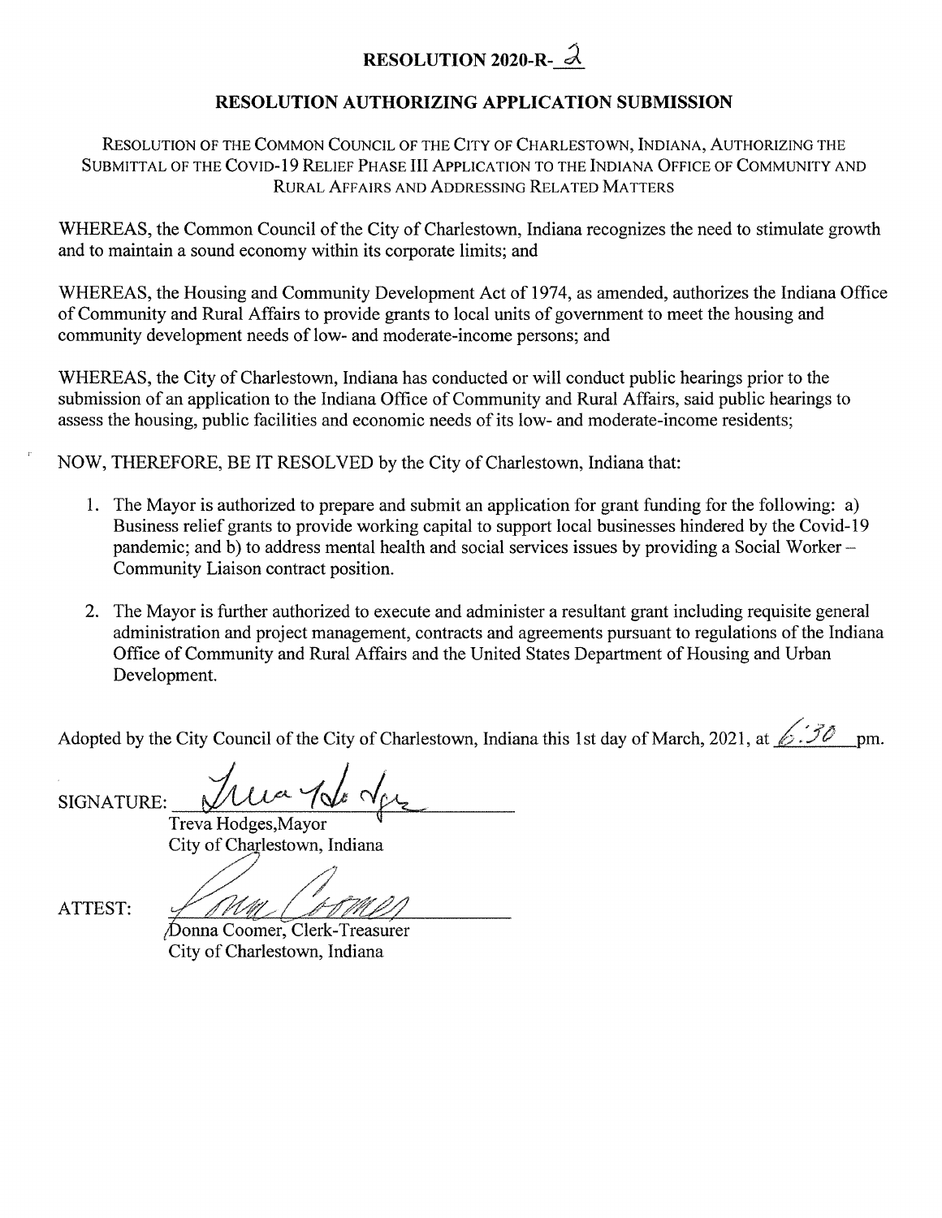# RESOLUTION 2020-R-2

## RESOLUTION AUTHORIZING APPLICATION SUBMISSION

RESOLUTION OF THE COMMON COUNCIL OF THE CITY OF CHARLESTOWN, INDIANA, AUTHORIZING THE SUBMITTAL OF THE COVID-19 RELIEF PHASE III APPLICATION TO THE INDIANA OFFICE OF COMMUNITY AND RURAL AFFAIRS AND ADDRESSING RELATED MATTERS

WHEREAS, the Common Council of the City of Charlestown, Indiana recognizes the need to stimulate growth and to maintain a sound economy within its corporate limits; and

WHEREAS, the Housing and Community Development Act of 1974, as amended, authorizes the Indiana Office of Community and Rural Affairs to provide grants to local units of government to meet the housing and community development needs of low- and moderate-income persons; and

WHEREAS, the City of Charlestown, Indiana has conducted or will conduct public hearings prior to the submission of an application to the Indiana Office of Community and Rural Affairs, said public hearings to assess the housing, public facilities and economic needs of its low- and moderate-income residents;

NOW, THEREFORE, BE IT RESOLVED by the City of Charlestown, Indiana that:

1. The Mayor is authorized to prepare and submit an application for grant funding for the following: a) Business relief grants to provide working capital to support local businesses hindered by the Covid-19 pandemic; and b) to address mental health and social services issues by providing a Social Worker – Community Liaison contract position.

2. The Mayor is further authorized to execute and administer a resultant grant including requisite general administration and project management, contracts and agreements pursuant to regulations of the Indiana Office of Community and Rural Affairs and the United States Department of Housing and Urban Development.

Adopted by the City Council of the City of Charlestown, Indiana this 1st day of March, 2021, at 6:30 pm.

SIGNATURE: ______________________
Treva Hodges, Mayor
City of Charlestown, Indiana

ATTEST: ______________________
Donna Coomer, Clerk-Treasurer
City of Charlestown, Indiana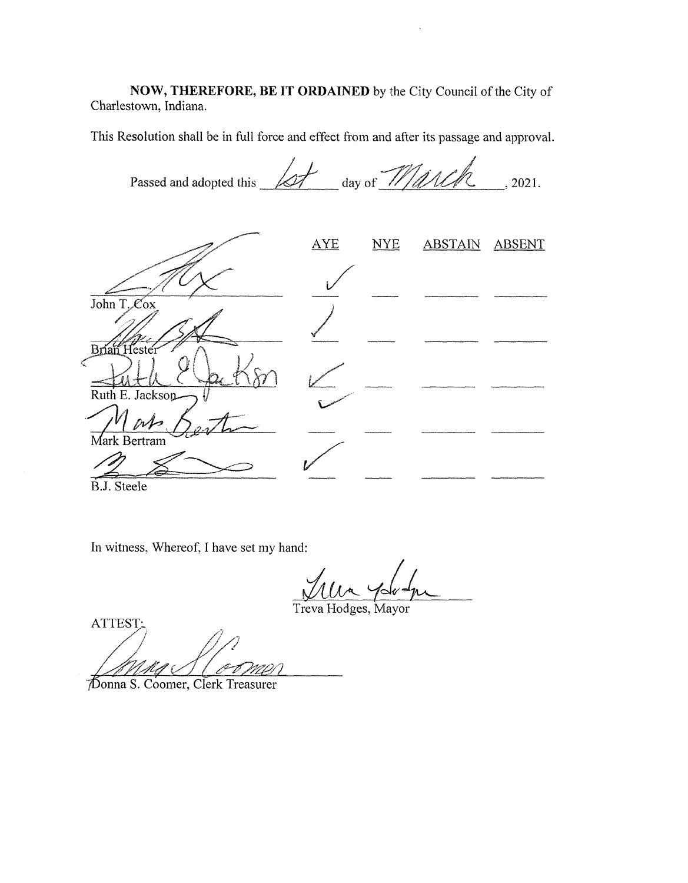**NOW, THEREFORE, BE IT ORDAINED** by the City Council of the City of Charlestown, Indiana.

This Resolution shall be in full force and effect from and after its passage and approval.

Passed and adopted this 1st day of March, 2021.

| | AYE | NYE | ABSTAIN | ABSENT |
|---|---|---|---|---|
| John T. Cox | ✓ | | | |
| Brian Hester | ✓ | | | |
| Ruth E. Jackson | ✓ | | | |
| Mark Bertram | ✓ | | | |
| B.J. Steele | ✓ | | | |

In witness, Whereof, I have set my hand:

Treva Hodges, Mayor

ATTEST:

Donna S. Coomer, Clerk Treasurer